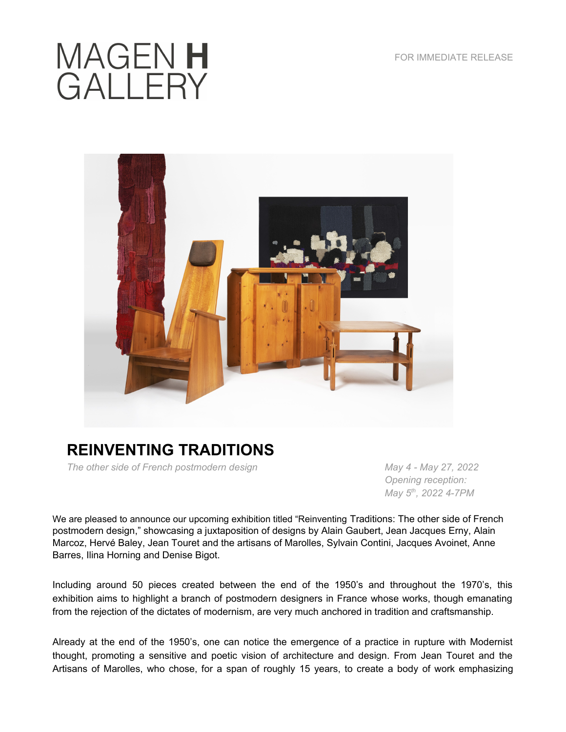# MAGEN **H** GALLERY

FOR IMMEDIATE RELEASE

## REINVENTING TRADITIONS

*The other side of French postmodern design*

*May 4 - May 27, 2022*
*Opening reception:*
*May 5th, 2022 4-7PM*

We are pleased to announce our upcoming exhibition titled "Reinventing Traditions: The other side of French postmodern design," showcasing a juxtaposition of designs by Alain Gaubert, Jean Jacques Erny, Alain Marcoz, Hervé Baley, Jean Touret and the artisans of Marolles, Sylvain Contini, Jacques Avoinet, Anne Barres, Ilina Horning and Denise Bigot.

Including around 50 pieces created between the end of the 1950's and throughout the 1970's, this exhibition aims to highlight a branch of postmodern designers in France whose works, though emanating from the rejection of the dictates of modernism, are very much anchored in tradition and craftsmanship.

Already at the end of the 1950's, one can notice the emergence of a practice in rupture with Modernist thought, promoting a sensitive and poetic vision of architecture and design. From Jean Touret and the Artisans of Marolles, who chose, for a span of roughly 15 years, to create a body of work emphasizing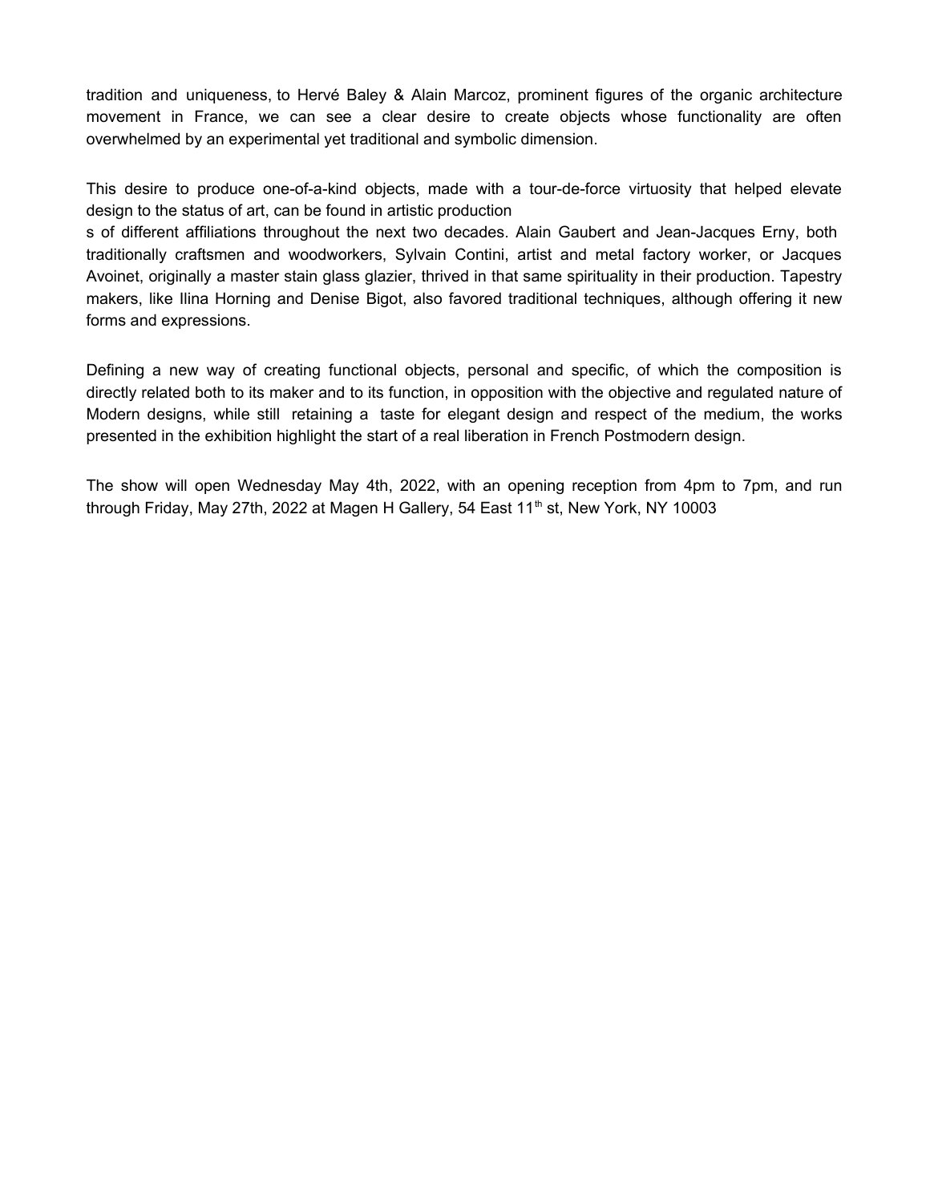tradition and uniqueness, to Hervé Baley & Alain Marcoz, prominent figures of the organic architecture movement in France, we can see a clear desire to create objects whose functionality are often overwhelmed by an experimental yet traditional and symbolic dimension.

This desire to produce one-of-a-kind objects, made with a tour-de-force virtuosity that helped elevate design to the status of art, can be found in artistic productions of different affiliations throughout the next two decades. Alain Gaubert and Jean-Jacques Erny, both traditionally craftsmen and woodworkers, Sylvain Contini, artist and metal factory worker, or Jacques Avoinet, originally a master stain glass glazier, thrived in that same spirituality in their production. Tapestry makers, like Ilina Horning and Denise Bigot, also favored traditional techniques, although offering it new forms and expressions.

Defining a new way of creating functional objects, personal and specific, of which the composition is directly related both to its maker and to its function, in opposition with the objective and regulated nature of Modern designs, while still retaining a taste for elegant design and respect of the medium, the works presented in the exhibition highlight the start of a real liberation in French Postmodern design.

The show will open Wednesday May 4th, 2022, with an opening reception from 4pm to 7pm, and run through Friday, May 27th, 2022 at Magen H Gallery, 54 East 11th st, New York, NY 10003